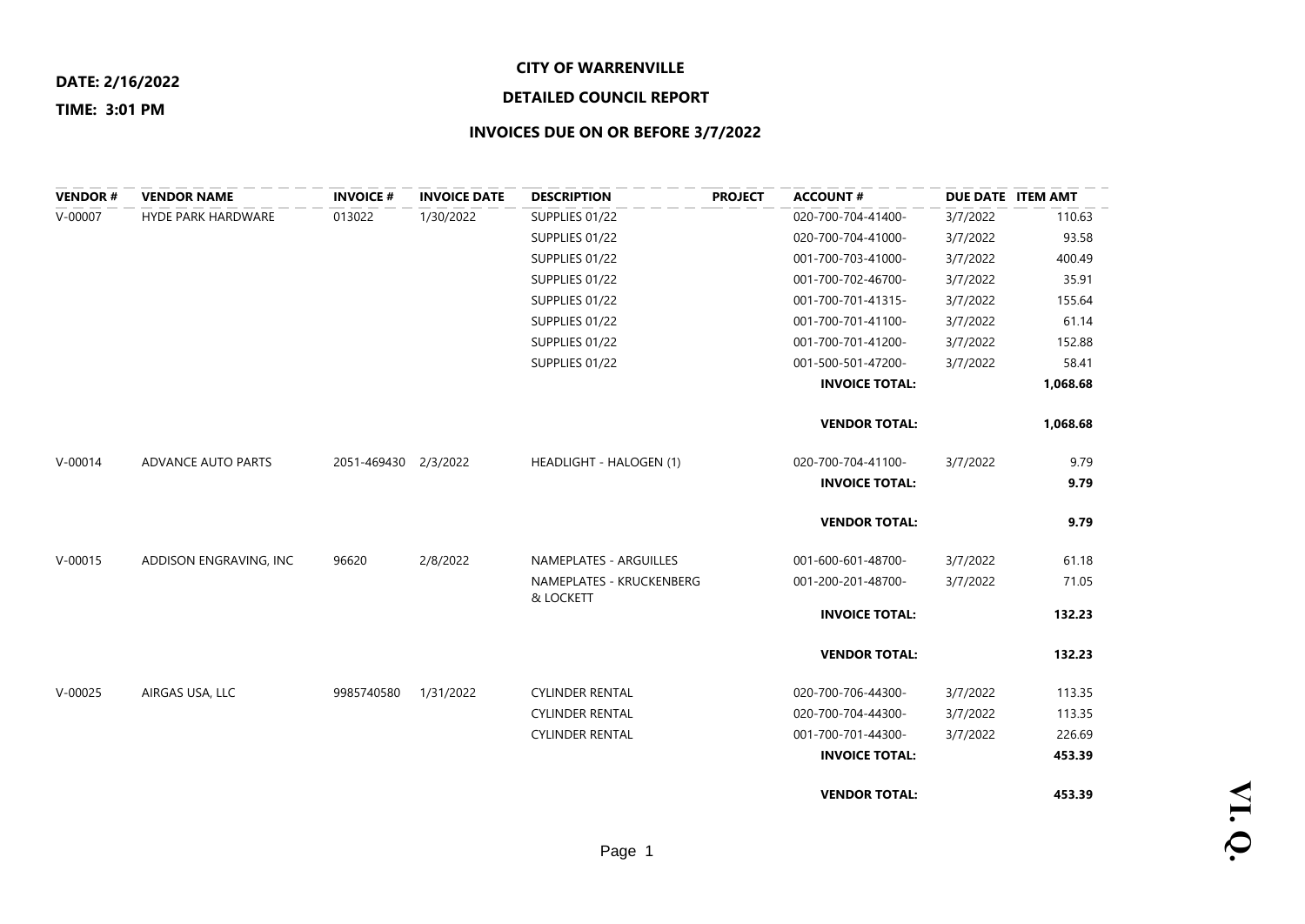**DATE: 2/16/2022**

**TIME: 3:01 PM**

# CITY OF WARRENVILLE

## DETAILED COUNCIL REPORT

### INVOICES DUE ON OR BEFORE 3/7/2022

| VENDOR # | VENDOR NAME | INVOICE # | INVOICE DATE | DESCRIPTION | PROJECT | ACCOUNT # | DUE DATE | ITEM AMT |
|---|---|---|---|---|---|---|---|---|
| V-00007 | HYDE PARK HARDWARE | 013022 | 1/30/2022 | SUPPLIES 01/22 | | 020-700-704-41400- | 3/7/2022 | 110.63 |
| | | | | SUPPLIES 01/22 | | 020-700-704-41000- | 3/7/2022 | 93.58 |
| | | | | SUPPLIES 01/22 | | 001-700-703-41000- | 3/7/2022 | 400.49 |
| | | | | SUPPLIES 01/22 | | 001-700-702-46700- | 3/7/2022 | 35.91 |
| | | | | SUPPLIES 01/22 | | 001-700-701-41315- | 3/7/2022 | 155.64 |
| | | | | SUPPLIES 01/22 | | 001-700-701-41100- | 3/7/2022 | 61.14 |
| | | | | SUPPLIES 01/22 | | 001-700-701-41200- | 3/7/2022 | 152.88 |
| | | | | SUPPLIES 01/22 | | 001-500-501-47200- | 3/7/2022 | 58.41 |
| | | | | | | **INVOICE TOTAL:** | | **1,068.68** |
| | | | | | | **VENDOR TOTAL:** | | **1,068.68** |
| V-00014 | ADVANCE AUTO PARTS | 2051-469430 | 2/3/2022 | HEADLIGHT - HALOGEN (1) | | 020-700-704-41100- | 3/7/2022 | 9.79 |
| | | | | | | **INVOICE TOTAL:** | | **9.79** |
| | | | | | | **VENDOR TOTAL:** | | **9.79** |
| V-00015 | ADDISON ENGRAVING, INC | 96620 | 2/8/2022 | NAMEPLATES - ARGUILLES | | 001-600-601-48700- | 3/7/2022 | 61.18 |
| | | | | NAMEPLATES - KRUCKENBERG & LOCKETT | | 001-200-201-48700- | 3/7/2022 | 71.05 |
| | | | | | | **INVOICE TOTAL:** | | **132.23** |
| | | | | | | **VENDOR TOTAL:** | | **132.23** |
| V-00025 | AIRGAS USA, LLC | 9985740580 | 1/31/2022 | CYLINDER RENTAL | | 020-700-706-44300- | 3/7/2022 | 113.35 |
| | | | | CYLINDER RENTAL | | 020-700-704-44300- | 3/7/2022 | 113.35 |
| | | | | CYLINDER RENTAL | | 001-700-701-44300- | 3/7/2022 | 226.69 |
| | | | | | | **INVOICE TOTAL:** | | **453.39** |
| | | | | | | **VENDOR TOTAL:** | | **453.39** |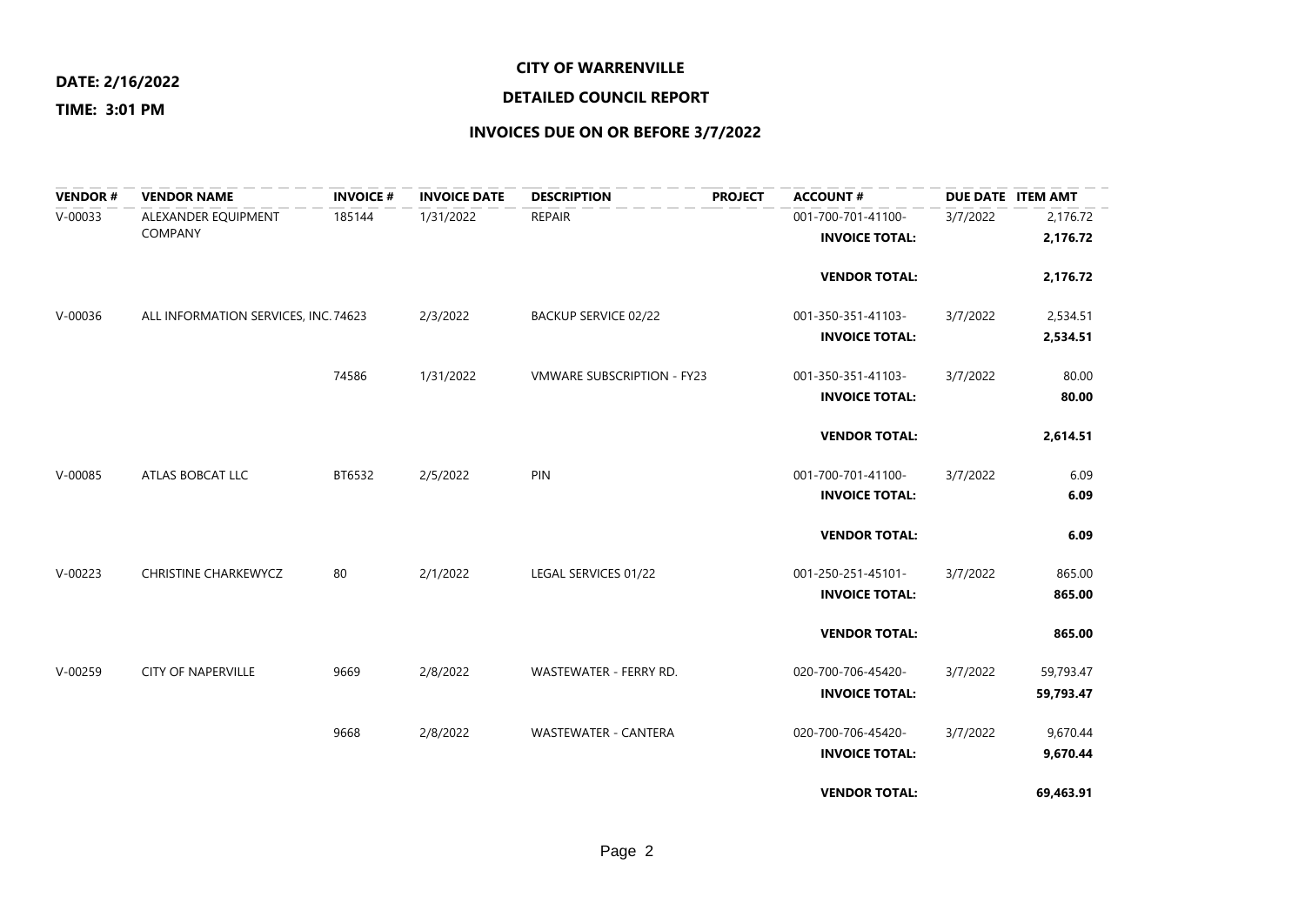**DATE: 2/16/2022**

**TIME: 3:01 PM**

# CITY OF WARRENVILLE

## DETAILED COUNCIL REPORT

## INVOICES DUE ON OR BEFORE 3/7/2022

| VENDOR # | VENDOR NAME | INVOICE # | INVOICE DATE | DESCRIPTION | PROJECT | ACCOUNT # | DUE DATE | ITEM AMT |
|---|---|---|---|---|---|---|---|---|
| V-00033 | ALEXANDER EQUIPMENT COMPANY | 185144 | 1/31/2022 | REPAIR | | 001-700-701-41100- | 3/7/2022 | 2,176.72 |
| | | | | | | **INVOICE TOTAL:** | | **2,176.72** |
| | | | | | | **VENDOR TOTAL:** | | **2,176.72** |
| V-00036 | ALL INFORMATION SERVICES, INC. | 74623 | 2/3/2022 | BACKUP SERVICE 02/22 | | 001-350-351-41103- | 3/7/2022 | 2,534.51 |
| | | | | | | **INVOICE TOTAL:** | | **2,534.51** |
| | | 74586 | 1/31/2022 | VMWARE SUBSCRIPTION - FY23 | | 001-350-351-41103- | 3/7/2022 | 80.00 |
| | | | | | | **INVOICE TOTAL:** | | **80.00** |
| | | | | | | **VENDOR TOTAL:** | | **2,614.51** |
| V-00085 | ATLAS BOBCAT LLC | BT6532 | 2/5/2022 | PIN | | 001-700-701-41100- | 3/7/2022 | 6.09 |
| | | | | | | **INVOICE TOTAL:** | | **6.09** |
| | | | | | | **VENDOR TOTAL:** | | **6.09** |
| V-00223 | CHRISTINE CHARKEWYCZ | 80 | 2/1/2022 | LEGAL SERVICES 01/22 | | 001-250-251-45101- | 3/7/2022 | 865.00 |
| | | | | | | **INVOICE TOTAL:** | | **865.00** |
| | | | | | | **VENDOR TOTAL:** | | **865.00** |
| V-00259 | CITY OF NAPERVILLE | 9669 | 2/8/2022 | WASTEWATER - FERRY RD. | | 020-700-706-45420- | 3/7/2022 | 59,793.47 |
| | | | | | | **INVOICE TOTAL:** | | **59,793.47** |
| | | 9668 | 2/8/2022 | WASTEWATER - CANTERA | | 020-700-706-45420- | 3/7/2022 | 9,670.44 |
| | | | | | | **INVOICE TOTAL:** | | **9,670.44** |
| | | | | | | **VENDOR TOTAL:** | | **69,463.91** |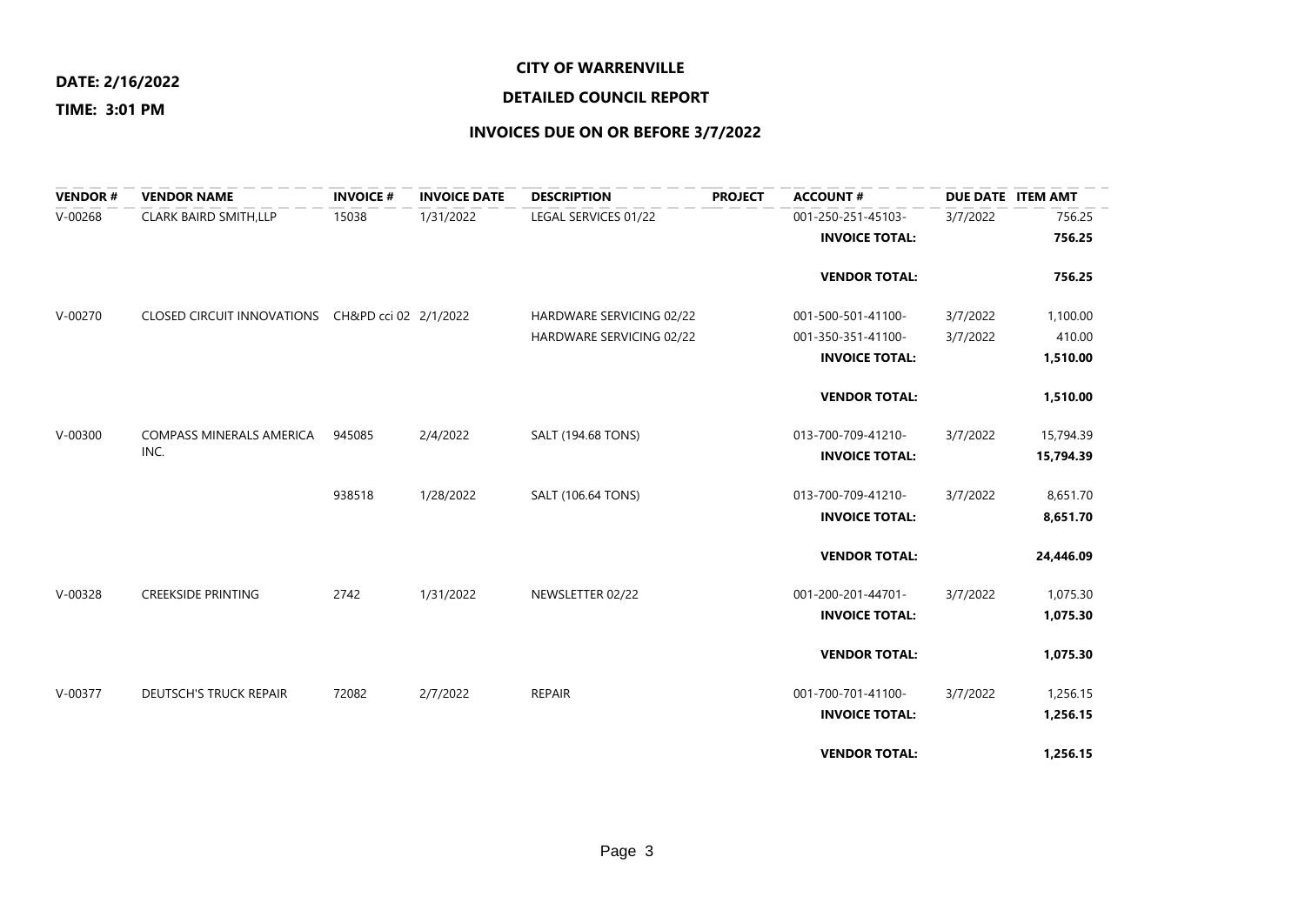**DATE: 2/16/2022**

**TIME: 3:01 PM**

# CITY OF WARRENVILLE

## DETAILED COUNCIL REPORT

## INVOICES DUE ON OR BEFORE 3/7/2022

| VENDOR # | VENDOR NAME | INVOICE # | INVOICE DATE | DESCRIPTION | PROJECT | ACCOUNT # | DUE DATE | ITEM AMT |
|---|---|---|---|---|---|---|---|---|
| V-00268 | CLARK BAIRD SMITH,LLP | 15038 | 1/31/2022 | LEGAL SERVICES 01/22 | | 001-250-251-45103- | 3/7/2022 | 756.25 |
| | | | | | | **INVOICE TOTAL:** | | **756.25** |
| | | | | | | **VENDOR TOTAL:** | | **756.25** |
| V-00270 | CLOSED CIRCUIT INNOVATIONS | CH&PD cci 02 | 2/1/2022 | HARDWARE SERVICING 02/22 | | 001-500-501-41100- | 3/7/2022 | 1,100.00 |
| | | | | HARDWARE SERVICING 02/22 | | 001-350-351-41100- | 3/7/2022 | 410.00 |
| | | | | | | **INVOICE TOTAL:** | | **1,510.00** |
| | | | | | | **VENDOR TOTAL:** | | **1,510.00** |
| V-00300 | COMPASS MINERALS AMERICA INC. | 945085 | 2/4/2022 | SALT (194.68 TONS) | | 013-700-709-41210- | 3/7/2022 | 15,794.39 |
| | | | | | | **INVOICE TOTAL:** | | **15,794.39** |
| | | 938518 | 1/28/2022 | SALT (106.64 TONS) | | 013-700-709-41210- | 3/7/2022 | 8,651.70 |
| | | | | | | **INVOICE TOTAL:** | | **8,651.70** |
| | | | | | | **VENDOR TOTAL:** | | **24,446.09** |
| V-00328 | CREEKSIDE PRINTING | 2742 | 1/31/2022 | NEWSLETTER 02/22 | | 001-200-201-44701- | 3/7/2022 | 1,075.30 |
| | | | | | | **INVOICE TOTAL:** | | **1,075.30** |
| | | | | | | **VENDOR TOTAL:** | | **1,075.30** |
| V-00377 | DEUTSCH'S TRUCK REPAIR | 72082 | 2/7/2022 | REPAIR | | 001-700-701-41100- | 3/7/2022 | 1,256.15 |
| | | | | | | **INVOICE TOTAL:** | | **1,256.15** |
| | | | | | | **VENDOR TOTAL:** | | **1,256.15** |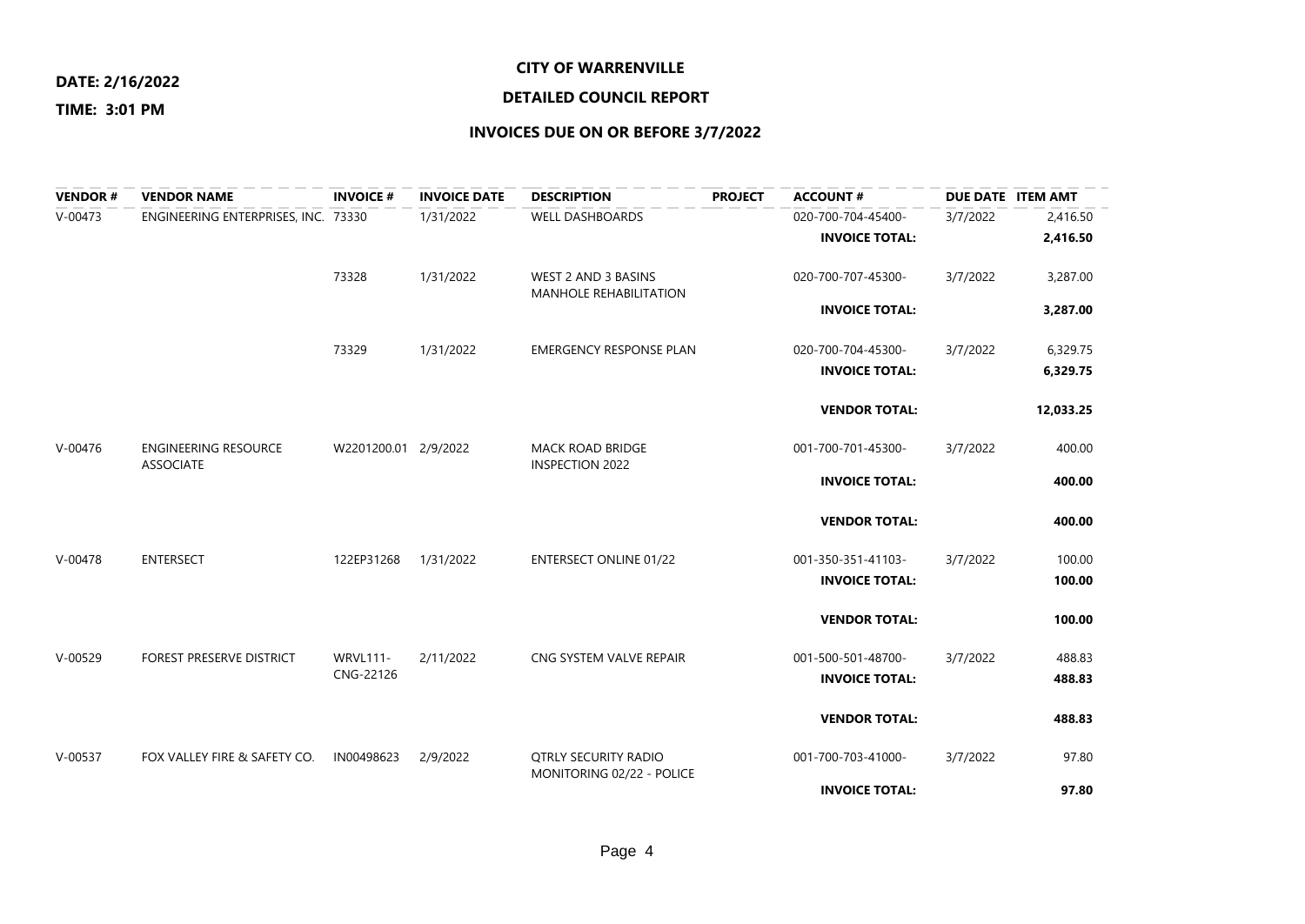**DATE: 2/16/2022**

**TIME: 3:01 PM**

**CITY OF WARRENVILLE**

**DETAILED COUNCIL REPORT**

**INVOICES DUE ON OR BEFORE 3/7/2022**

| VENDOR # | VENDOR NAME | INVOICE # | INVOICE DATE | DESCRIPTION | PROJECT | ACCOUNT # | DUE DATE | ITEM AMT |
|---|---|---|---|---|---|---|---|---|
| V-00473 | ENGINEERING ENTERPRISES, INC. | 73330 | 1/31/2022 | WELL DASHBOARDS | | 020-700-704-45400- | 3/7/2022 | 2,416.50 |
| | | | | | | **INVOICE TOTAL:** | | **2,416.50** |
| | | 73328 | 1/31/2022 | WEST 2 AND 3 BASINS MANHOLE REHABILITATION | | 020-700-707-45300- | 3/7/2022 | 3,287.00 |
| | | | | | | **INVOICE TOTAL:** | | **3,287.00** |
| | | 73329 | 1/31/2022 | EMERGENCY RESPONSE PLAN | | 020-700-704-45300- | 3/7/2022 | 6,329.75 |
| | | | | | | **INVOICE TOTAL:** | | **6,329.75** |
| | | | | | | **VENDOR TOTAL:** | | **12,033.25** |
| V-00476 | ENGINEERING RESOURCE ASSOCIATE | W2201200.01 | 2/9/2022 | MACK ROAD BRIDGE INSPECTION 2022 | | 001-700-701-45300- | 3/7/2022 | 400.00 |
| | | | | | | **INVOICE TOTAL:** | | **400.00** |
| | | | | | | **VENDOR TOTAL:** | | **400.00** |
| V-00478 | ENTERSECT | 122EP31268 | 1/31/2022 | ENTERSECT ONLINE 01/22 | | 001-350-351-41103- | 3/7/2022 | 100.00 |
| | | | | | | **INVOICE TOTAL:** | | **100.00** |
| | | | | | | **VENDOR TOTAL:** | | **100.00** |
| V-00529 | FOREST PRESERVE DISTRICT | WRVL111-CNG-22126 | 2/11/2022 | CNG SYSTEM VALVE REPAIR | | 001-500-501-48700- | 3/7/2022 | 488.83 |
| | | | | | | **INVOICE TOTAL:** | | **488.83** |
| | | | | | | **VENDOR TOTAL:** | | **488.83** |
| V-00537 | FOX VALLEY FIRE & SAFETY CO. | IN00498623 | 2/9/2022 | QTRLY SECURITY RADIO MONITORING 02/22 - POLICE | | 001-700-703-41000- | 3/7/2022 | 97.80 |
| | | | | | | **INVOICE TOTAL:** | | **97.80** |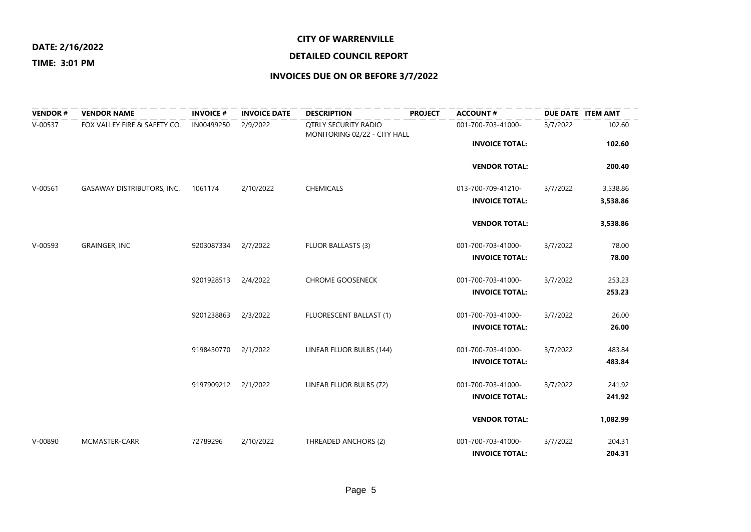**DATE: 2/16/2022**

**TIME: 3:01 PM**

## CITY OF WARRENVILLE

## DETAILED COUNCIL REPORT

## INVOICES DUE ON OR BEFORE 3/7/2022

| VENDOR # | VENDOR NAME | INVOICE # | INVOICE DATE | DESCRIPTION | PROJECT | ACCOUNT # | DUE DATE | ITEM AMT |
|---|---|---|---|---|---|---|---|---|
| V-00537 | FOX VALLEY FIRE & SAFETY CO. | IN00499250 | 2/9/2022 | QTRLY SECURITY RADIO MONITORING 02/22 - CITY HALL | | 001-700-703-41000- | 3/7/2022 | 102.60 |
| | | | | | | **INVOICE TOTAL:** | | **102.60** |
| | | | | | | **VENDOR TOTAL:** | | **200.40** |
| V-00561 | GASAWAY DISTRIBUTORS, INC. | 1061174 | 2/10/2022 | CHEMICALS | | 013-700-709-41210- | 3/7/2022 | 3,538.86 |
| | | | | | | **INVOICE TOTAL:** | | **3,538.86** |
| | | | | | | **VENDOR TOTAL:** | | **3,538.86** |
| V-00593 | GRAINGER, INC | 9203087334 | 2/7/2022 | FLUOR BALLASTS (3) | | 001-700-703-41000- | 3/7/2022 | 78.00 |
| | | | | | | **INVOICE TOTAL:** | | **78.00** |
| | | 9201928513 | 2/4/2022 | CHROME GOOSENECK | | 001-700-703-41000- | 3/7/2022 | 253.23 |
| | | | | | | **INVOICE TOTAL:** | | **253.23** |
| | | 9201238863 | 2/3/2022 | FLUORESCENT BALLAST (1) | | 001-700-703-41000- | 3/7/2022 | 26.00 |
| | | | | | | **INVOICE TOTAL:** | | **26.00** |
| | | 9198430770 | 2/1/2022 | LINEAR FLUOR BULBS (144) | | 001-700-703-41000- | 3/7/2022 | 483.84 |
| | | | | | | **INVOICE TOTAL:** | | **483.84** |
| | | 9197909212 | 2/1/2022 | LINEAR FLUOR BULBS (72) | | 001-700-703-41000- | 3/7/2022 | 241.92 |
| | | | | | | **INVOICE TOTAL:** | | **241.92** |
| | | | | | | **VENDOR TOTAL:** | | **1,082.99** |
| V-00890 | MCMASTER-CARR | 72789296 | 2/10/2022 | THREADED ANCHORS (2) | | 001-700-703-41000- | 3/7/2022 | 204.31 |
| | | | | | | **INVOICE TOTAL:** | | **204.31** |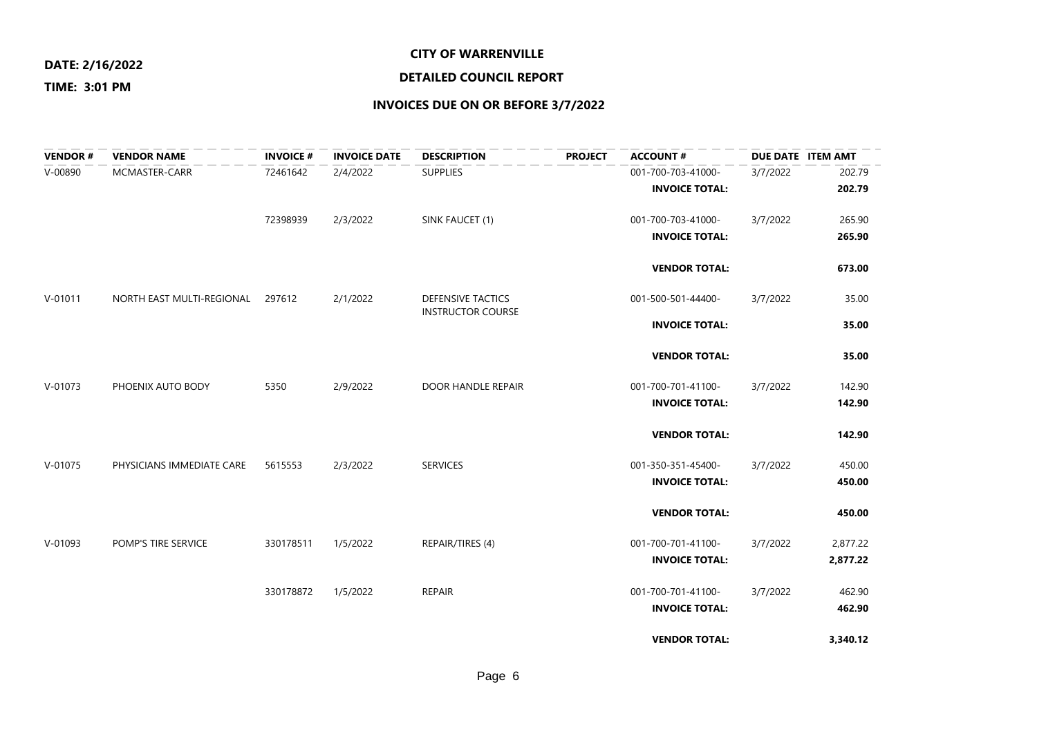**DATE: 2/16/2022**

**TIME: 3:01 PM**

**CITY OF WARRENVILLE**

**DETAILED COUNCIL REPORT**

**INVOICES DUE ON OR BEFORE 3/7/2022**

| VENDOR # | VENDOR NAME | INVOICE # | INVOICE DATE | DESCRIPTION | PROJECT | ACCOUNT # | DUE DATE | ITEM AMT |
|---|---|---|---|---|---|---|---|---|
| V-00890 | MCMASTER-CARR | 72461642 | 2/4/2022 | SUPPLIES | | 001-700-703-41000- | 3/7/2022 | 202.79 |
| | | | | | | **INVOICE TOTAL:** | | **202.79** |
| | | 72398939 | 2/3/2022 | SINK FAUCET (1) | | 001-700-703-41000- | 3/7/2022 | 265.90 |
| | | | | | | **INVOICE TOTAL:** | | **265.90** |
| | | | | | | **VENDOR TOTAL:** | | **673.00** |
| V-01011 | NORTH EAST MULTI-REGIONAL | 297612 | 2/1/2022 | DEFENSIVE TACTICS INSTRUCTOR COURSE | | 001-500-501-44400- | 3/7/2022 | 35.00 |
| | | | | | | **INVOICE TOTAL:** | | **35.00** |
| | | | | | | **VENDOR TOTAL:** | | **35.00** |
| V-01073 | PHOENIX AUTO BODY | 5350 | 2/9/2022 | DOOR HANDLE REPAIR | | 001-700-701-41100- | 3/7/2022 | 142.90 |
| | | | | | | **INVOICE TOTAL:** | | **142.90** |
| | | | | | | **VENDOR TOTAL:** | | **142.90** |
| V-01075 | PHYSICIANS IMMEDIATE CARE | 5615553 | 2/3/2022 | SERVICES | | 001-350-351-45400- | 3/7/2022 | 450.00 |
| | | | | | | **INVOICE TOTAL:** | | **450.00** |
| | | | | | | **VENDOR TOTAL:** | | **450.00** |
| V-01093 | POMP'S TIRE SERVICE | 330178511 | 1/5/2022 | REPAIR/TIRES (4) | | 001-700-701-41100- | 3/7/2022 | 2,877.22 |
| | | | | | | **INVOICE TOTAL:** | | **2,877.22** |
| | | 330178872 | 1/5/2022 | REPAIR | | 001-700-701-41100- | 3/7/2022 | 462.90 |
| | | | | | | **INVOICE TOTAL:** | | **462.90** |
| | | | | | | **VENDOR TOTAL:** | | **3,340.12** |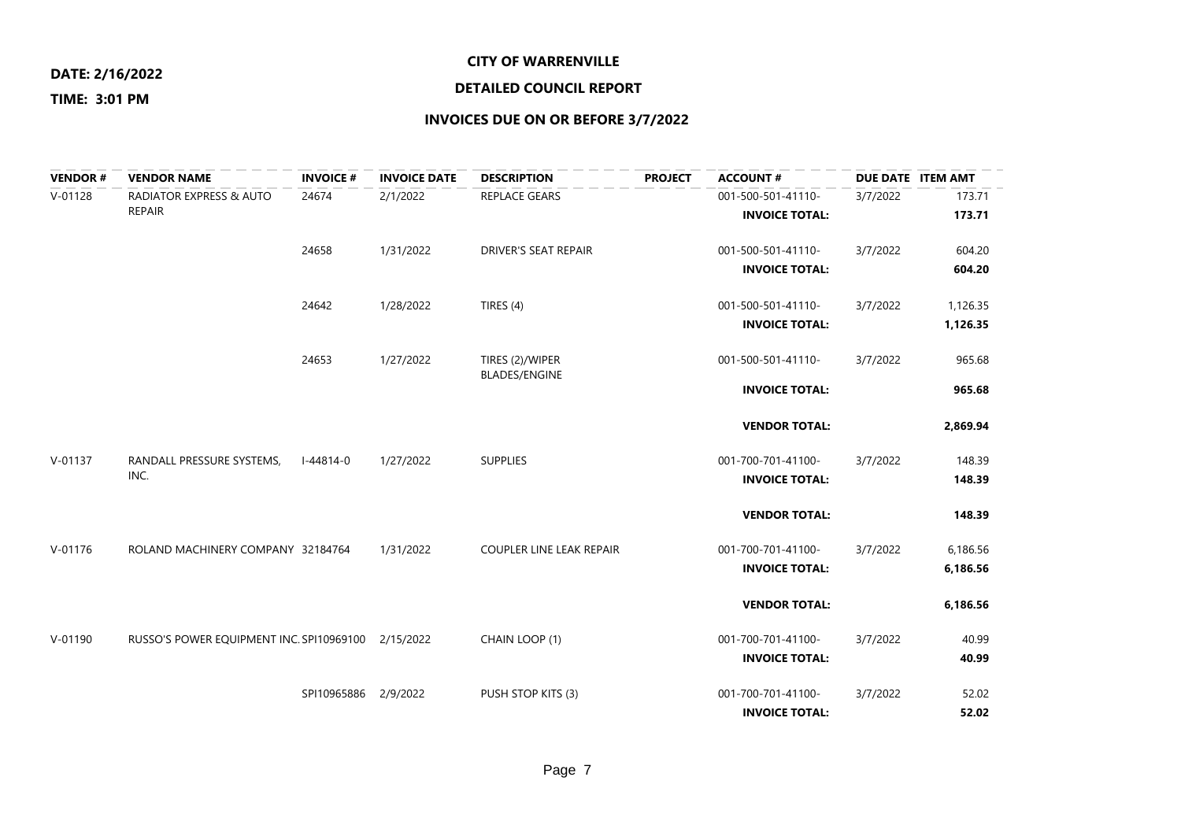**DATE: 2/16/2022**

**TIME: 3:01 PM**

**CITY OF WARRENVILLE**

**DETAILED COUNCIL REPORT**

**INVOICES DUE ON OR BEFORE 3/7/2022**

| VENDOR # | VENDOR NAME | INVOICE # | INVOICE DATE | DESCRIPTION | PROJECT | ACCOUNT # | DUE DATE | ITEM AMT |
|---|---|---|---|---|---|---|---|---|
| V-01128 | RADIATOR EXPRESS & AUTO REPAIR | 24674 | 2/1/2022 | REPLACE GEARS | | 001-500-501-41110- | 3/7/2022 | 173.71 |
| | | | | | | **INVOICE TOTAL:** | | **173.71** |
| | | 24658 | 1/31/2022 | DRIVER'S SEAT REPAIR | | 001-500-501-41110- | 3/7/2022 | 604.20 |
| | | | | | | **INVOICE TOTAL:** | | **604.20** |
| | | 24642 | 1/28/2022 | TIRES (4) | | 001-500-501-41110- | 3/7/2022 | 1,126.35 |
| | | | | | | **INVOICE TOTAL:** | | **1,126.35** |
| | | 24653 | 1/27/2022 | TIRES (2)/WIPER BLADES/ENGINE | | 001-500-501-41110- | 3/7/2022 | 965.68 |
| | | | | | | **INVOICE TOTAL:** | | **965.68** |
| | | | | | | **VENDOR TOTAL:** | | **2,869.94** |
| V-01137 | RANDALL PRESSURE SYSTEMS, INC. | I-44814-0 | 1/27/2022 | SUPPLIES | | 001-700-701-41100- | 3/7/2022 | 148.39 |
| | | | | | | **INVOICE TOTAL:** | | **148.39** |
| | | | | | | **VENDOR TOTAL:** | | **148.39** |
| V-01176 | ROLAND MACHINERY COMPANY | 32184764 | 1/31/2022 | COUPLER LINE LEAK REPAIR | | 001-700-701-41100- | 3/7/2022 | 6,186.56 |
| | | | | | | **INVOICE TOTAL:** | | **6,186.56** |
| | | | | | | **VENDOR TOTAL:** | | **6,186.56** |
| V-01190 | RUSSO'S POWER EQUIPMENT INC. | SPI10969100 | 2/15/2022 | CHAIN LOOP (1) | | 001-700-701-41100- | 3/7/2022 | 40.99 |
| | | | | | | **INVOICE TOTAL:** | | **40.99** |
| | | SPI10965886 | 2/9/2022 | PUSH STOP KITS (3) | | 001-700-701-41100- | 3/7/2022 | 52.02 |
| | | | | | | **INVOICE TOTAL:** | | **52.02** |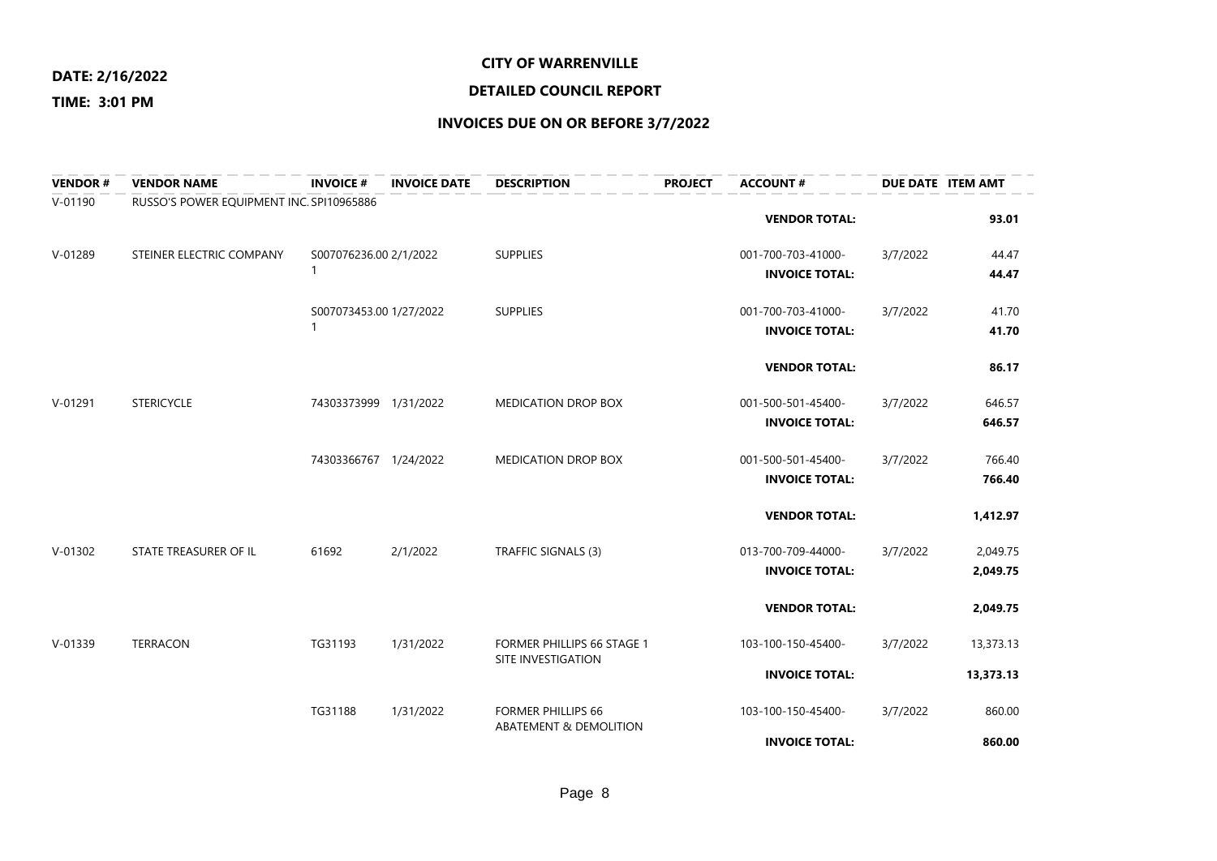**DATE: 2/16/2022**

**TIME: 3:01 PM**

# CITY OF WARRENVILLE

## DETAILED COUNCIL REPORT

### INVOICES DUE ON OR BEFORE 3/7/2022

| VENDOR # | VENDOR NAME | INVOICE # | INVOICE DATE | DESCRIPTION | PROJECT | ACCOUNT # | DUE DATE | ITEM AMT |
|---|---|---|---|---|---|---|---|---|
| V-01190 | RUSSO'S POWER EQUIPMENT INC. | SPI10965886 | | | | | | |
| | | | | | | **VENDOR TOTAL:** | | **93.01** |
| V-01289 | STEINER ELECTRIC COMPANY | S007076236.00 1 | 2/1/2022 | SUPPLIES | | 001-700-703-41000- | 3/7/2022 | 44.47 |
| | | | | | | **INVOICE TOTAL:** | | **44.47** |
| | | S007073453.00 1 | 1/27/2022 | SUPPLIES | | 001-700-703-41000- | 3/7/2022 | 41.70 |
| | | | | | | **INVOICE TOTAL:** | | **41.70** |
| | | | | | | **VENDOR TOTAL:** | | **86.17** |
| V-01291 | STERICYCLE | 74303373999 | 1/31/2022 | MEDICATION DROP BOX | | 001-500-501-45400- | 3/7/2022 | 646.57 |
| | | | | | | **INVOICE TOTAL:** | | **646.57** |
| | | 74303366767 | 1/24/2022 | MEDICATION DROP BOX | | 001-500-501-45400- | 3/7/2022 | 766.40 |
| | | | | | | **INVOICE TOTAL:** | | **766.40** |
| | | | | | | **VENDOR TOTAL:** | | **1,412.97** |
| V-01302 | STATE TREASURER OF IL | 61692 | 2/1/2022 | TRAFFIC SIGNALS (3) | | 013-700-709-44000- | 3/7/2022 | 2,049.75 |
| | | | | | | **INVOICE TOTAL:** | | **2,049.75** |
| | | | | | | **VENDOR TOTAL:** | | **2,049.75** |
| V-01339 | TERRACON | TG31193 | 1/31/2022 | FORMER PHILLIPS 66 STAGE 1 SITE INVESTIGATION | | 103-100-150-45400- | 3/7/2022 | 13,373.13 |
| | | | | | | **INVOICE TOTAL:** | | **13,373.13** |
| | | TG31188 | 1/31/2022 | FORMER PHILLIPS 66 ABATEMENT & DEMOLITION | | 103-100-150-45400- | 3/7/2022 | 860.00 |
| | | | | | | **INVOICE TOTAL:** | | **860.00** |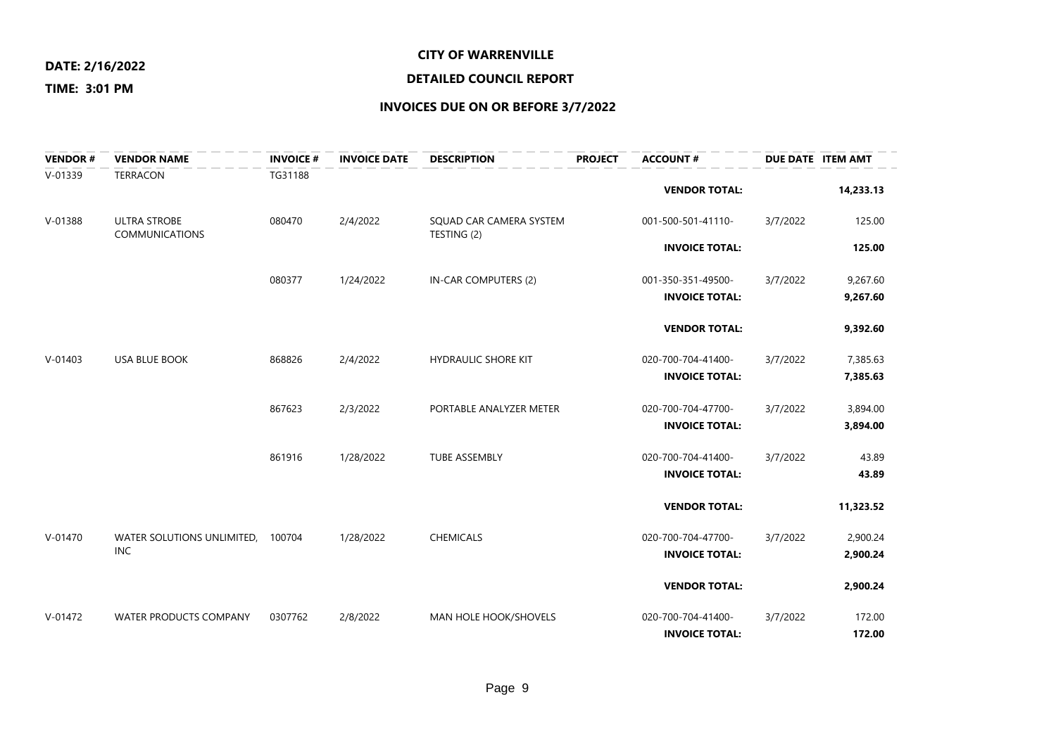**DATE: 2/16/2022**

**TIME: 3:01 PM**

# CITY OF WARRENVILLE

## DETAILED COUNCIL REPORT

## INVOICES DUE ON OR BEFORE 3/7/2022

| VENDOR # | VENDOR NAME | INVOICE # | INVOICE DATE | DESCRIPTION | PROJECT | ACCOUNT # | DUE DATE | ITEM AMT |
|---|---|---|---|---|---|---|---|---|
| V-01339 | TERRACON | TG31188 | | | | | | |
| | | | | | | **VENDOR TOTAL:** | | **14,233.13** |
| V-01388 | ULTRA STROBE COMMUNICATIONS | 080470 | 2/4/2022 | SQUAD CAR CAMERA SYSTEM TESTING (2) | | 001-500-501-41110- | 3/7/2022 | 125.00 |
| | | | | | | **INVOICE TOTAL:** | | **125.00** |
| | | 080377 | 1/24/2022 | IN-CAR COMPUTERS (2) | | 001-350-351-49500- | 3/7/2022 | 9,267.60 |
| | | | | | | **INVOICE TOTAL:** | | **9,267.60** |
| | | | | | | **VENDOR TOTAL:** | | **9,392.60** |
| V-01403 | USA BLUE BOOK | 868826 | 2/4/2022 | HYDRAULIC SHORE KIT | | 020-700-704-41400- | 3/7/2022 | 7,385.63 |
| | | | | | | **INVOICE TOTAL:** | | **7,385.63** |
| | | 867623 | 2/3/2022 | PORTABLE ANALYZER METER | | 020-700-704-47700- | 3/7/2022 | 3,894.00 |
| | | | | | | **INVOICE TOTAL:** | | **3,894.00** |
| | | 861916 | 1/28/2022 | TUBE ASSEMBLY | | 020-700-704-41400- | 3/7/2022 | 43.89 |
| | | | | | | **INVOICE TOTAL:** | | **43.89** |
| | | | | | | **VENDOR TOTAL:** | | **11,323.52** |
| V-01470 | WATER SOLUTIONS UNLIMITED, INC | 100704 | 1/28/2022 | CHEMICALS | | 020-700-704-47700- | 3/7/2022 | 2,900.24 |
| | | | | | | **INVOICE TOTAL:** | | **2,900.24** |
| | | | | | | **VENDOR TOTAL:** | | **2,900.24** |
| V-01472 | WATER PRODUCTS COMPANY | 0307762 | 2/8/2022 | MAN HOLE HOOK/SHOVELS | | 020-700-704-41400- | 3/7/2022 | 172.00 |
| | | | | | | **INVOICE TOTAL:** | | **172.00** |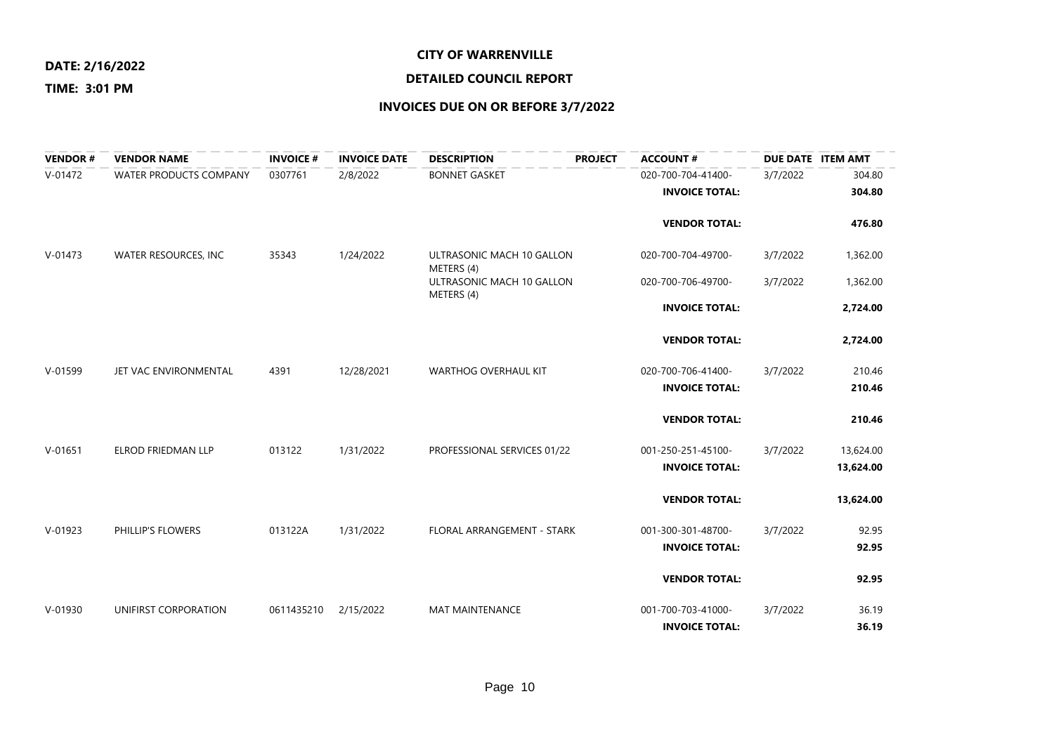**DATE: 2/16/2022**

**TIME: 3:01 PM**

# CITY OF WARRENVILLE

## DETAILED COUNCIL REPORT

## INVOICES DUE ON OR BEFORE 3/7/2022

| VENDOR # | VENDOR NAME | INVOICE # | INVOICE DATE | DESCRIPTION | PROJECT | ACCOUNT # | DUE DATE | ITEM AMT |
|---|---|---|---|---|---|---|---|---|
| V-01472 | WATER PRODUCTS COMPANY | 0307761 | 2/8/2022 | BONNET GASKET | | 020-700-704-41400- | 3/7/2022 | 304.80 |
| | | | | | | **INVOICE TOTAL:** | | **304.80** |
| | | | | | | **VENDOR TOTAL:** | | **476.80** |
| V-01473 | WATER RESOURCES, INC | 35343 | 1/24/2022 | ULTRASONIC MACH 10 GALLON METERS (4) | | 020-700-704-49700- | 3/7/2022 | 1,362.00 |
| | | | | ULTRASONIC MACH 10 GALLON METERS (4) | | 020-700-706-49700- | 3/7/2022 | 1,362.00 |
| | | | | | | **INVOICE TOTAL:** | | **2,724.00** |
| | | | | | | **VENDOR TOTAL:** | | **2,724.00** |
| V-01599 | JET VAC ENVIRONMENTAL | 4391 | 12/28/2021 | WARTHOG OVERHAUL KIT | | 020-700-706-41400- | 3/7/2022 | 210.46 |
| | | | | | | **INVOICE TOTAL:** | | **210.46** |
| | | | | | | **VENDOR TOTAL:** | | **210.46** |
| V-01651 | ELROD FRIEDMAN LLP | 013122 | 1/31/2022 | PROFESSIONAL SERVICES 01/22 | | 001-250-251-45100- | 3/7/2022 | 13,624.00 |
| | | | | | | **INVOICE TOTAL:** | | **13,624.00** |
| | | | | | | **VENDOR TOTAL:** | | **13,624.00** |
| V-01923 | PHILLIP'S FLOWERS | 013122A | 1/31/2022 | FLORAL ARRANGEMENT - STARK | | 001-300-301-48700- | 3/7/2022 | 92.95 |
| | | | | | | **INVOICE TOTAL:** | | **92.95** |
| | | | | | | **VENDOR TOTAL:** | | **92.95** |
| V-01930 | UNIFIRST CORPORATION | 0611435210 | 2/15/2022 | MAT MAINTENANCE | | 001-700-703-41000- | 3/7/2022 | 36.19 |
| | | | | | | **INVOICE TOTAL:** | | **36.19** |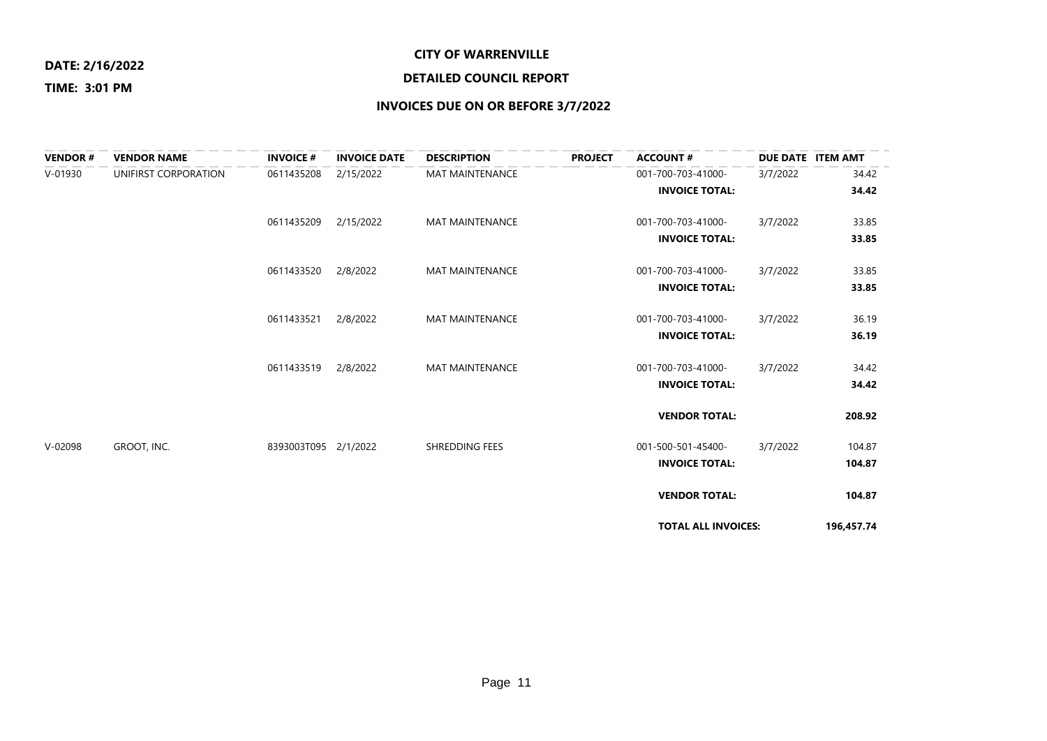**DATE: 2/16/2022**

**TIME: 3:01 PM**

**CITY OF WARRENVILLE**

**DETAILED COUNCIL REPORT**

**INVOICES DUE ON OR BEFORE 3/7/2022**

| VENDOR # | VENDOR NAME | INVOICE # | INVOICE DATE | DESCRIPTION | PROJECT | ACCOUNT # | DUE DATE | ITEM AMT |
|---|---|---|---|---|---|---|---|---|
| V-01930 | UNIFIRST CORPORATION | 0611435208 | 2/15/2022 | MAT MAINTENANCE | | 001-700-703-41000- | 3/7/2022 | 34.42 |
| | | | | | | **INVOICE TOTAL:** | | **34.42** |
| | | 0611435209 | 2/15/2022 | MAT MAINTENANCE | | 001-700-703-41000- | 3/7/2022 | 33.85 |
| | | | | | | **INVOICE TOTAL:** | | **33.85** |
| | | 0611433520 | 2/8/2022 | MAT MAINTENANCE | | 001-700-703-41000- | 3/7/2022 | 33.85 |
| | | | | | | **INVOICE TOTAL:** | | **33.85** |
| | | 0611433521 | 2/8/2022 | MAT MAINTENANCE | | 001-700-703-41000- | 3/7/2022 | 36.19 |
| | | | | | | **INVOICE TOTAL:** | | **36.19** |
| | | 0611433519 | 2/8/2022 | MAT MAINTENANCE | | 001-700-703-41000- | 3/7/2022 | 34.42 |
| | | | | | | **INVOICE TOTAL:** | | **34.42** |
| | | | | | | **VENDOR TOTAL:** | | **208.92** |
| V-02098 | GROOT, INC. | 8393003T095 | 2/1/2022 | SHREDDING FEES | | 001-500-501-45400- | 3/7/2022 | 104.87 |
| | | | | | | **INVOICE TOTAL:** | | **104.87** |
| | | | | | | **VENDOR TOTAL:** | | **104.87** |
| | | | | | | **TOTAL ALL INVOICES:** | | **196,457.74** |